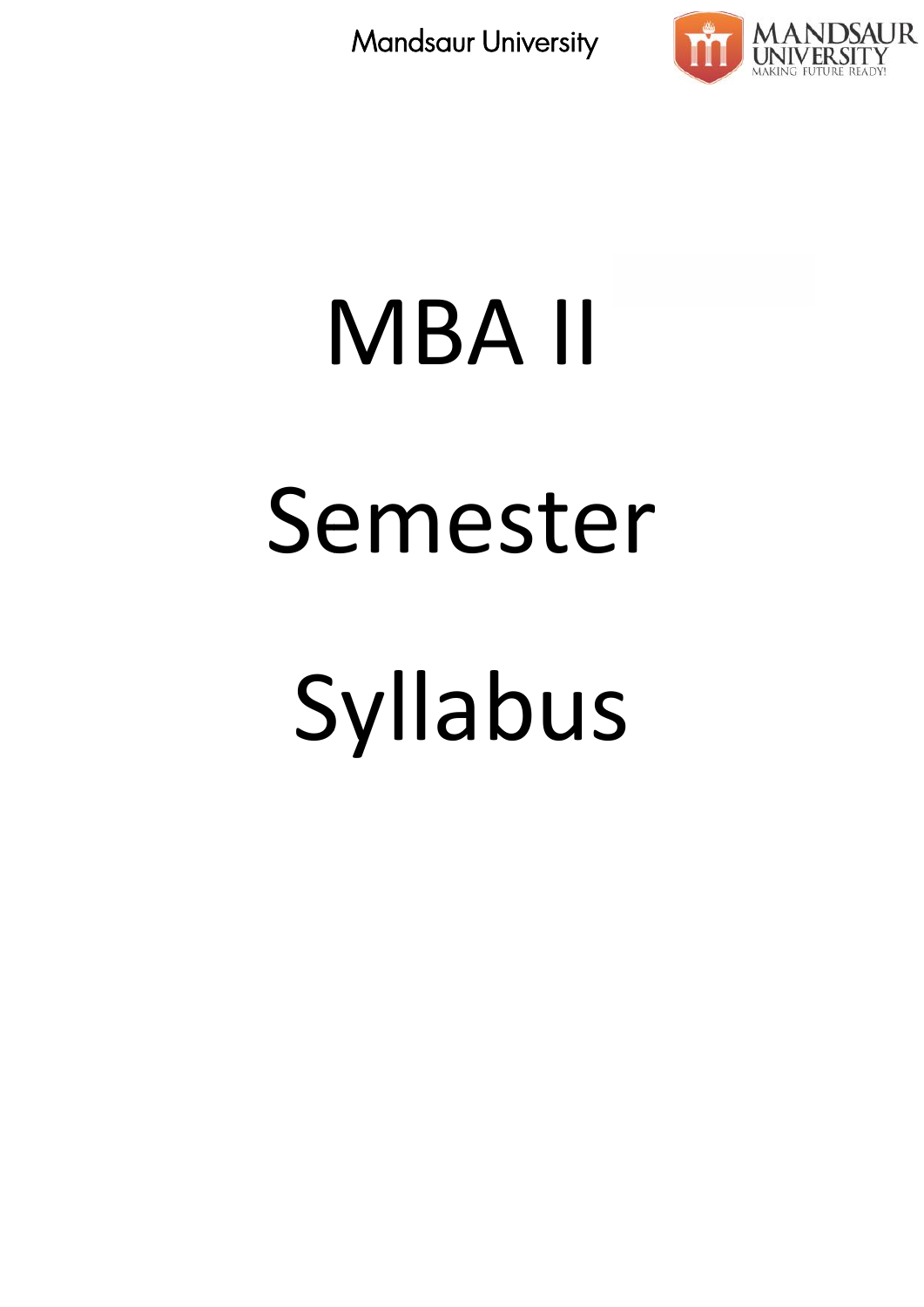# MBA II

# Semester

# Syllabus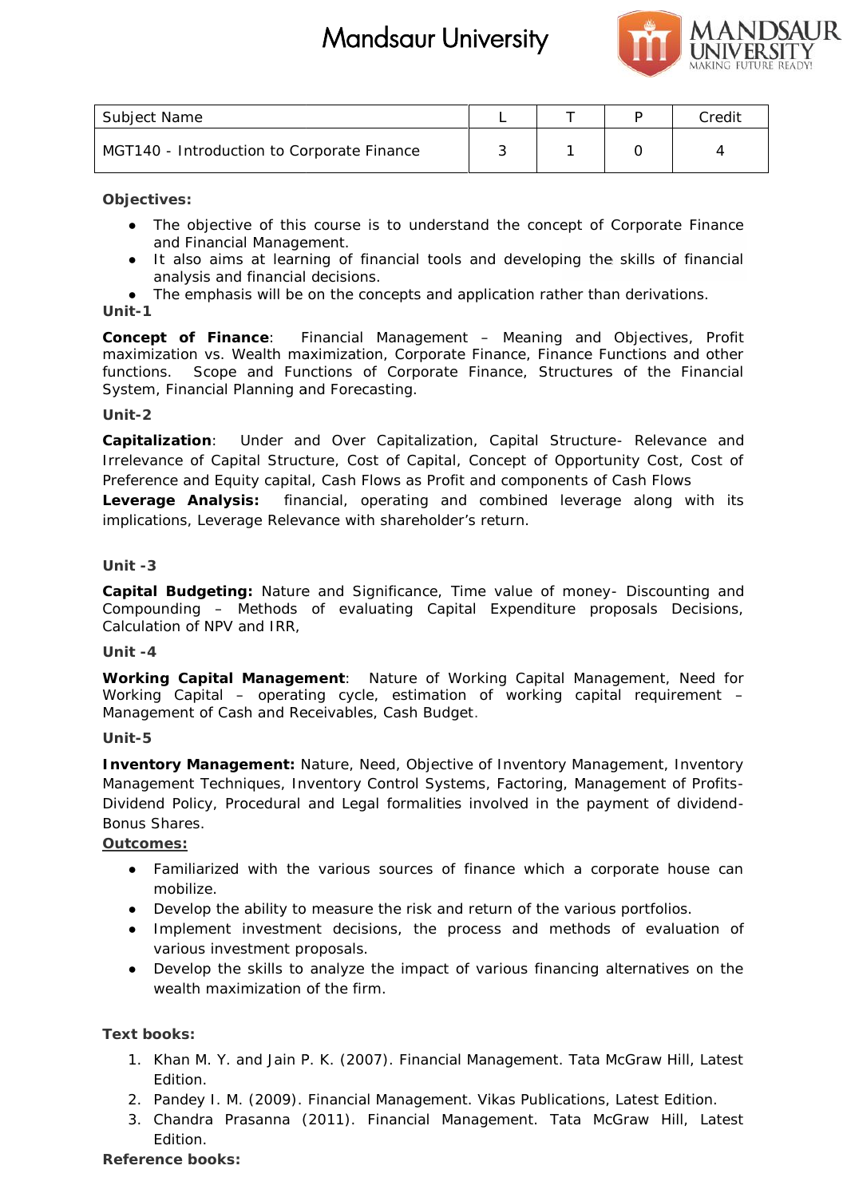| Subject Name | L | T | P | Credit |
|---|---|---|---|---|
| MGT140 - Introduction to Corporate Finance | 3 | 1 | 0 | 4 |

**Objectives:**

- The objective of this course is to understand the concept of Corporate Finance and Financial Management.
- It also aims at learning of financial tools and developing the skills of financial analysis and financial decisions.
- The emphasis will be on the concepts and application rather than derivations.

**Unit-1**

**Concept of Finance**: Financial Management – Meaning and Objectives, Profit maximization vs. Wealth maximization, Corporate Finance, Finance Functions and other functions. Scope and Functions of Corporate Finance, Structures of the Financial System, Financial Planning and Forecasting.

**Unit-2**

**Capitalization**: Under and Over Capitalization, Capital Structure- Relevance and Irrelevance of Capital Structure, Cost of Capital, Concept of Opportunity Cost, Cost of Preference and Equity capital, Cash Flows as Profit and components of Cash Flows

**Leverage Analysis:** financial, operating and combined leverage along with its implications, Leverage Relevance with shareholder's return.

**Unit -3**

**Capital Budgeting:** Nature and Significance, Time value of money- Discounting and Compounding – Methods of evaluating Capital Expenditure proposals Decisions, Calculation of NPV and IRR,

**Unit -4**

**Working Capital Management**: Nature of Working Capital Management, Need for Working Capital – operating cycle, estimation of working capital requirement – Management of Cash and Receivables, Cash Budget.

**Unit-5**

**Inventory Management:** Nature, Need, Objective of Inventory Management, Inventory Management Techniques, Inventory Control Systems, Factoring, Management of Profits-Dividend Policy, Procedural and Legal formalities involved in the payment of dividend-Bonus Shares.

**Outcomes:**

- Familiarized with the various sources of finance which a corporate house can mobilize.
- Develop the ability to measure the risk and return of the various portfolios.
- Implement investment decisions, the process and methods of evaluation of various investment proposals.
- Develop the skills to analyze the impact of various financing alternatives on the wealth maximization of the firm.

**Text books:**

1. Khan M. Y. and Jain P. K. (2007). Financial Management. Tata McGraw Hill, Latest Edition.
2. Pandey I. M. (2009). Financial Management. Vikas Publications, Latest Edition.
3. Chandra Prasanna (2011). Financial Management. Tata McGraw Hill, Latest Edition.

**Reference books:**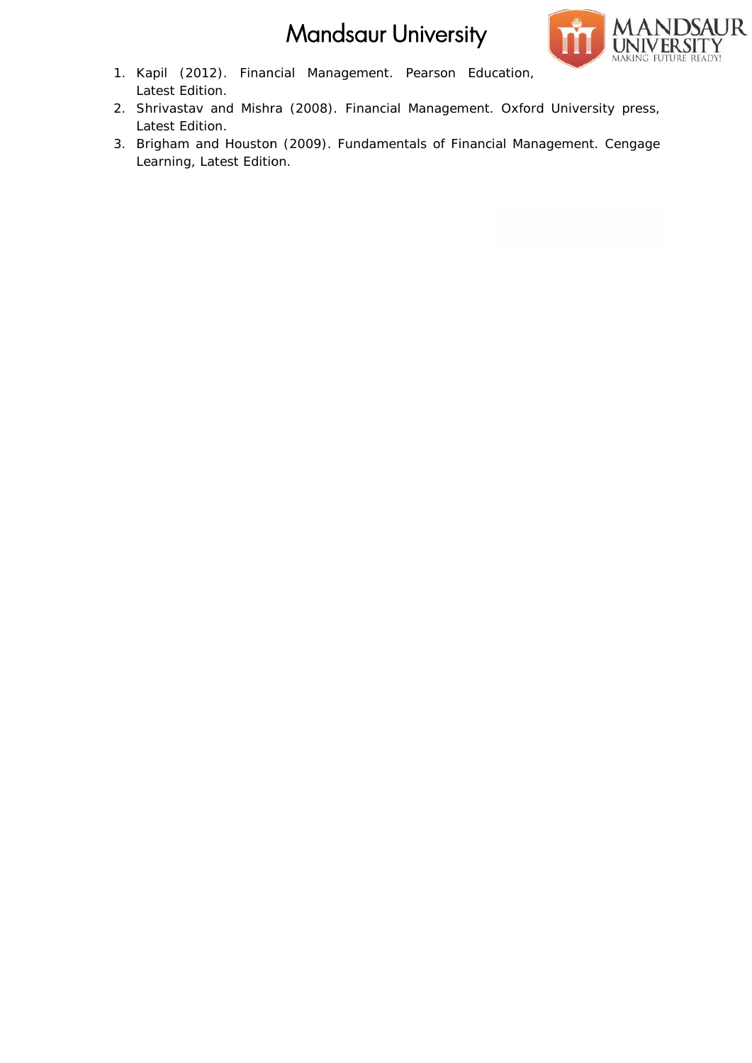1. Kapil (2012). Financial Management. Pearson Education, Latest Edition.
2. Shrivastav and Mishra (2008). Financial Management. Oxford University press, Latest Edition.
3. Brigham and Houston (2009). Fundamentals of Financial Management. Cengage Learning, Latest Edition.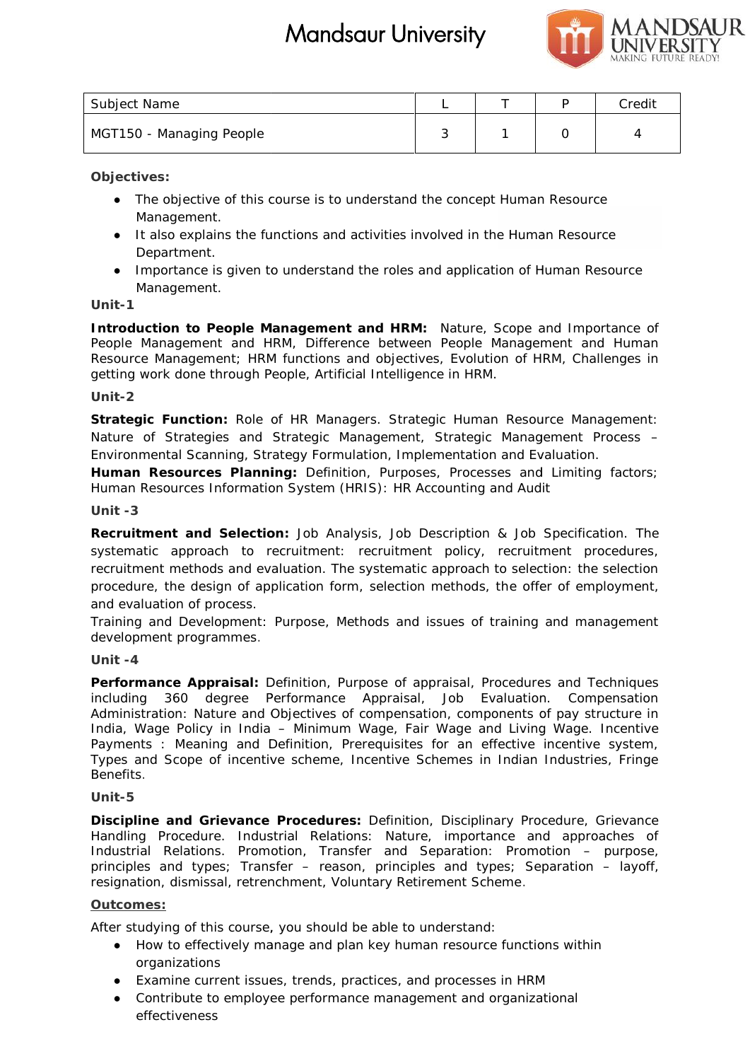# Mandsaur University

| Subject Name | L | T | P | Credit |
|---|---|---|---|---|
| MGT150 - Managing People | 3 | 1 | 0 | 4 |

**Objectives:**

- The objective of this course is to understand the concept Human Resource Management.
- It also explains the functions and activities involved in the Human Resource Department.
- Importance is given to understand the roles and application of Human Resource Management.

**Unit-1**

**Introduction to People Management and HRM:** Nature, Scope and Importance of People Management and HRM, Difference between People Management and Human Resource Management; HRM functions and objectives, Evolution of HRM, Challenges in getting work done through People, Artificial Intelligence in HRM.

**Unit-2**

**Strategic Function:** Role of HR Managers. Strategic Human Resource Management: Nature of Strategies and Strategic Management, Strategic Management Process – Environmental Scanning, Strategy Formulation, Implementation and Evaluation.

**Human Resources Planning:** Definition, Purposes, Processes and Limiting factors; Human Resources Information System (HRIS): HR Accounting and Audit

**Unit -3**

**Recruitment and Selection:** Job Analysis, Job Description & Job Specification. The systematic approach to recruitment: recruitment policy, recruitment procedures, recruitment methods and evaluation. The systematic approach to selection: the selection procedure, the design of application form, selection methods, the offer of employment, and evaluation of process.

Training and Development: Purpose, Methods and issues of training and management development programmes.

**Unit -4**

**Performance Appraisal:** Definition, Purpose of appraisal, Procedures and Techniques including 360 degree Performance Appraisal, Job Evaluation. Compensation Administration: Nature and Objectives of compensation, components of pay structure in India, Wage Policy in India – Minimum Wage, Fair Wage and Living Wage. Incentive Payments : Meaning and Definition, Prerequisites for an effective incentive system, Types and Scope of incentive scheme, Incentive Schemes in Indian Industries, Fringe Benefits.

**Unit-5**

**Discipline and Grievance Procedures:** Definition, Disciplinary Procedure, Grievance Handling Procedure. Industrial Relations: Nature, importance and approaches of Industrial Relations. Promotion, Transfer and Separation: Promotion – purpose, principles and types; Transfer – reason, principles and types; Separation – layoff, resignation, dismissal, retrenchment, Voluntary Retirement Scheme.

**Outcomes:**

After studying of this course, you should be able to understand:

- How to effectively manage and plan key human resource functions within organizations
- Examine current issues, trends, practices, and processes in HRM
- Contribute to employee performance management and organizational effectiveness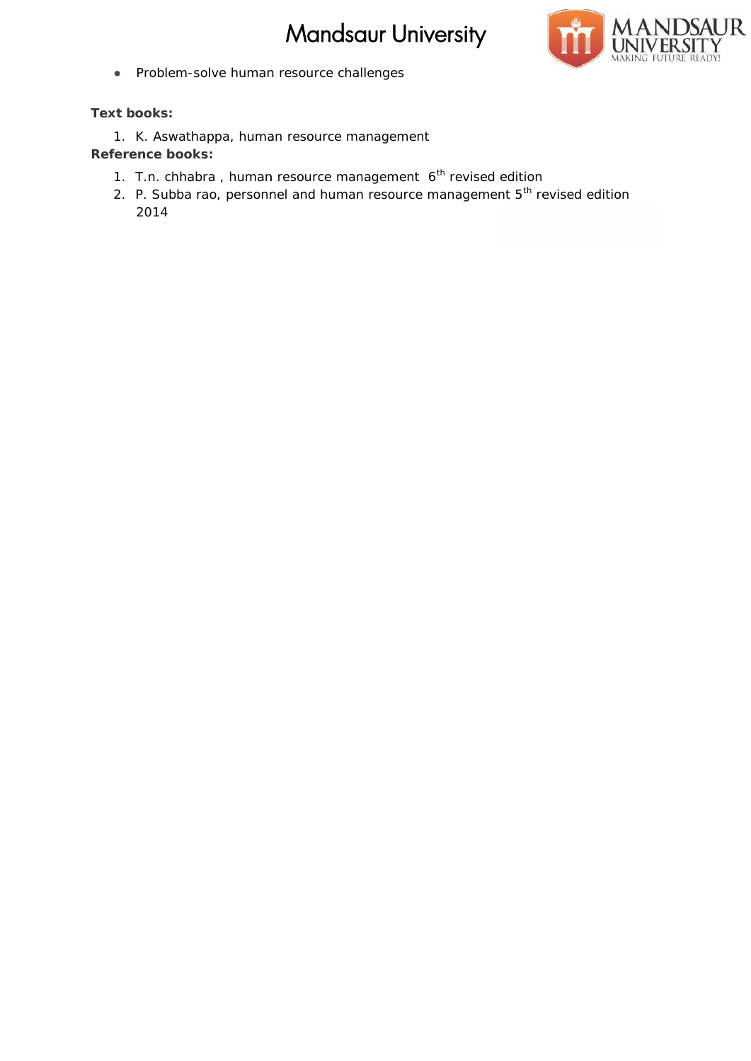- Problem-solve human resource challenges

**Text books:**

1. K. Aswathappa, human resource management

**Reference books:**

1. T.n. chhabra , human resource management 6th revised edition
2. P. Subba rao, personnel and human resource management 5th revised edition 2014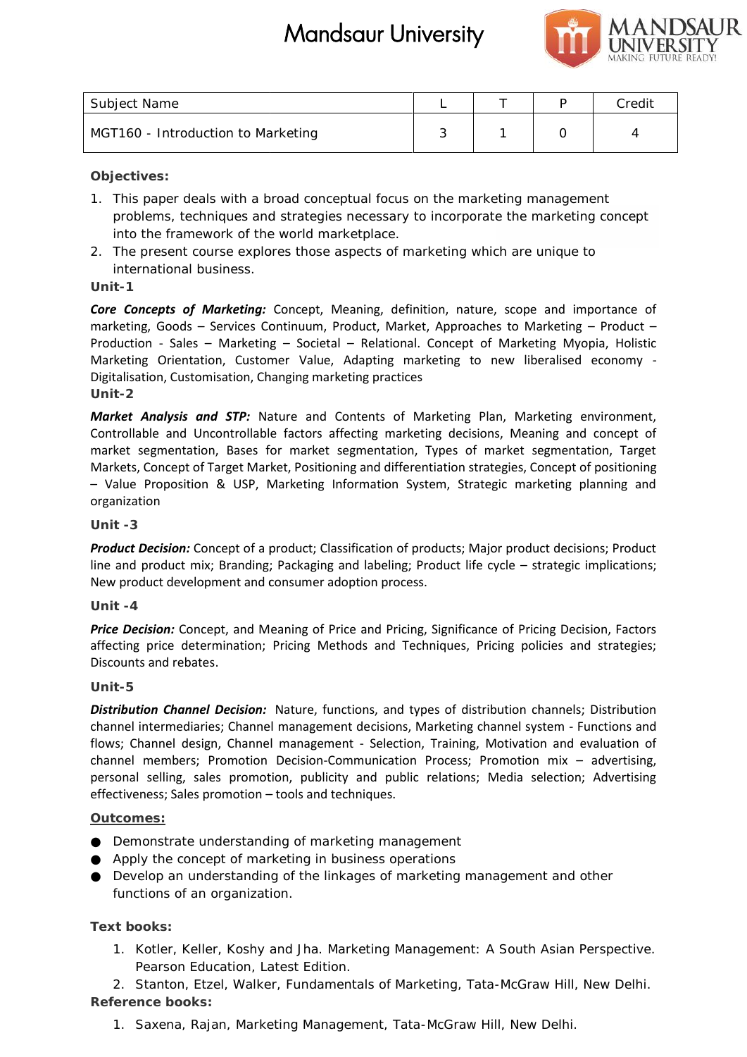| Subject Name | L | T | P | Credit |
| --- | --- | --- | --- | --- |
| MGT160 - Introduction to Marketing | 3 | 1 | 0 | 4 |

**Objectives:**

1. This paper deals with a broad conceptual focus on the marketing management problems, techniques and strategies necessary to incorporate the marketing concept into the framework of the world marketplace.
2. The present course explores those aspects of marketing which are unique to international business.

**Unit-1**

***Core Concepts of Marketing:*** Concept, Meaning, definition, nature, scope and importance of marketing, Goods – Services Continuum, Product, Market, Approaches to Marketing – Product – Production - Sales – Marketing – Societal – Relational. Concept of Marketing Myopia, Holistic Marketing Orientation, Customer Value, Adapting marketing to new liberalised economy - Digitalisation, Customisation, Changing marketing practices

**Unit-2**

***Market Analysis and STP:*** Nature and Contents of Marketing Plan, Marketing environment, Controllable and Uncontrollable factors affecting marketing decisions, Meaning and concept of market segmentation, Bases for market segmentation, Types of market segmentation, Target Markets, Concept of Target Market, Positioning and differentiation strategies, Concept of positioning – Value Proposition & USP, Marketing Information System, Strategic marketing planning and organization

**Unit -3**

***Product Decision:*** Concept of a product; Classification of products; Major product decisions; Product line and product mix; Branding; Packaging and labeling; Product life cycle – strategic implications; New product development and consumer adoption process.

**Unit -4**

***Price Decision:*** Concept, and Meaning of Price and Pricing, Significance of Pricing Decision, Factors affecting price determination; Pricing Methods and Techniques, Pricing policies and strategies; Discounts and rebates.

**Unit-5**

***Distribution Channel Decision:*** Nature, functions, and types of distribution channels; Distribution channel intermediaries; Channel management decisions, Marketing channel system - Functions and flows; Channel design, Channel management - Selection, Training, Motivation and evaluation of channel members; Promotion Decision-Communication Process; Promotion mix – advertising, personal selling, sales promotion, publicity and public relations; Media selection; Advertising effectiveness; Sales promotion – tools and techniques.

**Outcomes:**

- Demonstrate understanding of marketing management
- Apply the concept of marketing in business operations
- Develop an understanding of the linkages of marketing management and other functions of an organization.

**Text books:**

1. Kotler, Keller, Koshy and Jha. Marketing Management: A South Asian Perspective. Pearson Education, Latest Edition.
2. Stanton, Etzel, Walker, Fundamentals of Marketing, Tata-McGraw Hill, New Delhi.

**Reference books:**

1. Saxena, Rajan, Marketing Management, Tata-McGraw Hill, New Delhi.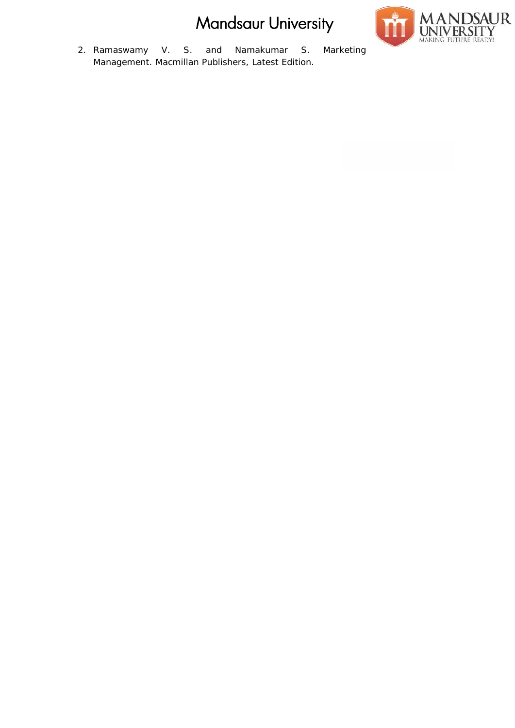2. Ramaswamy V. S. and Namakumar S. Marketing Management. Macmillan Publishers, Latest Edition.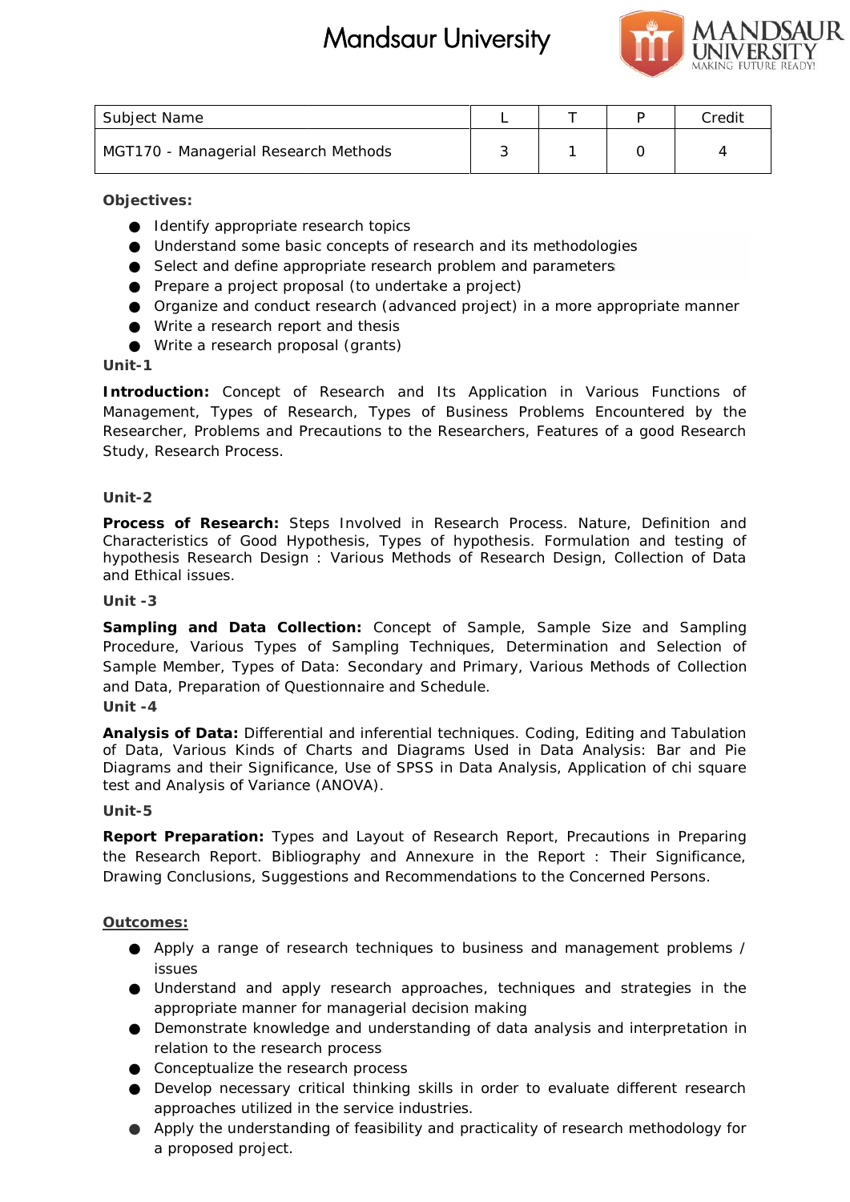# Mandsaur University

| Subject Name | L | T | P | Credit |
|---|---|---|---|---|
| MGT170 - Managerial Research Methods | 3 | 1 | 0 | 4 |

**Objectives:**

- Identify appropriate research topics
- Understand some basic concepts of research and its methodologies
- Select and define appropriate research problem and parameters
- Prepare a project proposal (to undertake a project)
- Organize and conduct research (advanced project) in a more appropriate manner
- Write a research report and thesis
- Write a research proposal (grants)

**Unit-1**

**Introduction:** Concept of Research and Its Application in Various Functions of Management, Types of Research, Types of Business Problems Encountered by the Researcher, Problems and Precautions to the Researchers, Features of a good Research Study, Research Process.

**Unit-2**

**Process of Research:** Steps Involved in Research Process. Nature, Definition and Characteristics of Good Hypothesis, Types of hypothesis. Formulation and testing of hypothesis Research Design : Various Methods of Research Design, Collection of Data and Ethical issues.

**Unit -3**

**Sampling and Data Collection:** Concept of Sample, Sample Size and Sampling Procedure, Various Types of Sampling Techniques, Determination and Selection of Sample Member, Types of Data: Secondary and Primary, Various Methods of Collection and Data, Preparation of Questionnaire and Schedule.

**Unit -4**

**Analysis of Data:** Differential and inferential techniques. Coding, Editing and Tabulation of Data, Various Kinds of Charts and Diagrams Used in Data Analysis: Bar and Pie Diagrams and their Significance, Use of SPSS in Data Analysis, Application of chi square test and Analysis of Variance (ANOVA).

**Unit-5**

**Report Preparation:** Types and Layout of Research Report, Precautions in Preparing the Research Report. Bibliography and Annexure in the Report : Their Significance, Drawing Conclusions, Suggestions and Recommendations to the Concerned Persons.

**Outcomes:**

- Apply a range of research techniques to business and management problems / issues
- Understand and apply research approaches, techniques and strategies in the appropriate manner for managerial decision making
- Demonstrate knowledge and understanding of data analysis and interpretation in relation to the research process
- Conceptualize the research process
- Develop necessary critical thinking skills in order to evaluate different research approaches utilized in the service industries.
- Apply the understanding of feasibility and practicality of research methodology for a proposed project.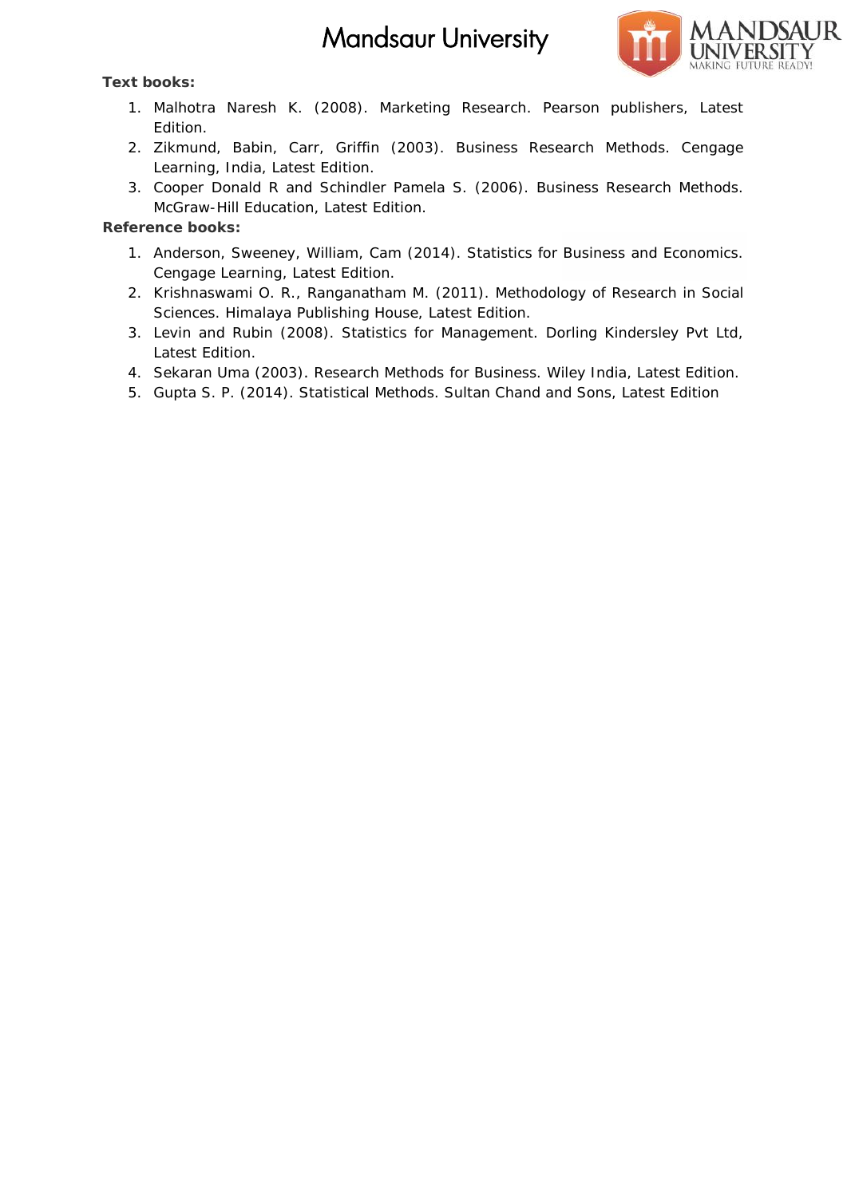**Text books:**

1. Malhotra Naresh K. (2008). Marketing Research. Pearson publishers, Latest Edition.
2. Zikmund, Babin, Carr, Griffin (2003). Business Research Methods. Cengage Learning, India, Latest Edition.
3. Cooper Donald R and Schindler Pamela S. (2006). Business Research Methods. McGraw-Hill Education, Latest Edition.

**Reference books:**

1. Anderson, Sweeney, William, Cam (2014). Statistics for Business and Economics. Cengage Learning, Latest Edition.
2. Krishnaswami O. R., Ranganatham M. (2011). Methodology of Research in Social Sciences. Himalaya Publishing House, Latest Edition.
3. Levin and Rubin (2008). Statistics for Management. Dorling Kindersley Pvt Ltd, Latest Edition.
4. Sekaran Uma (2003). Research Methods for Business. Wiley India, Latest Edition.
5. Gupta S. P. (2014). Statistical Methods. Sultan Chand and Sons, Latest Edition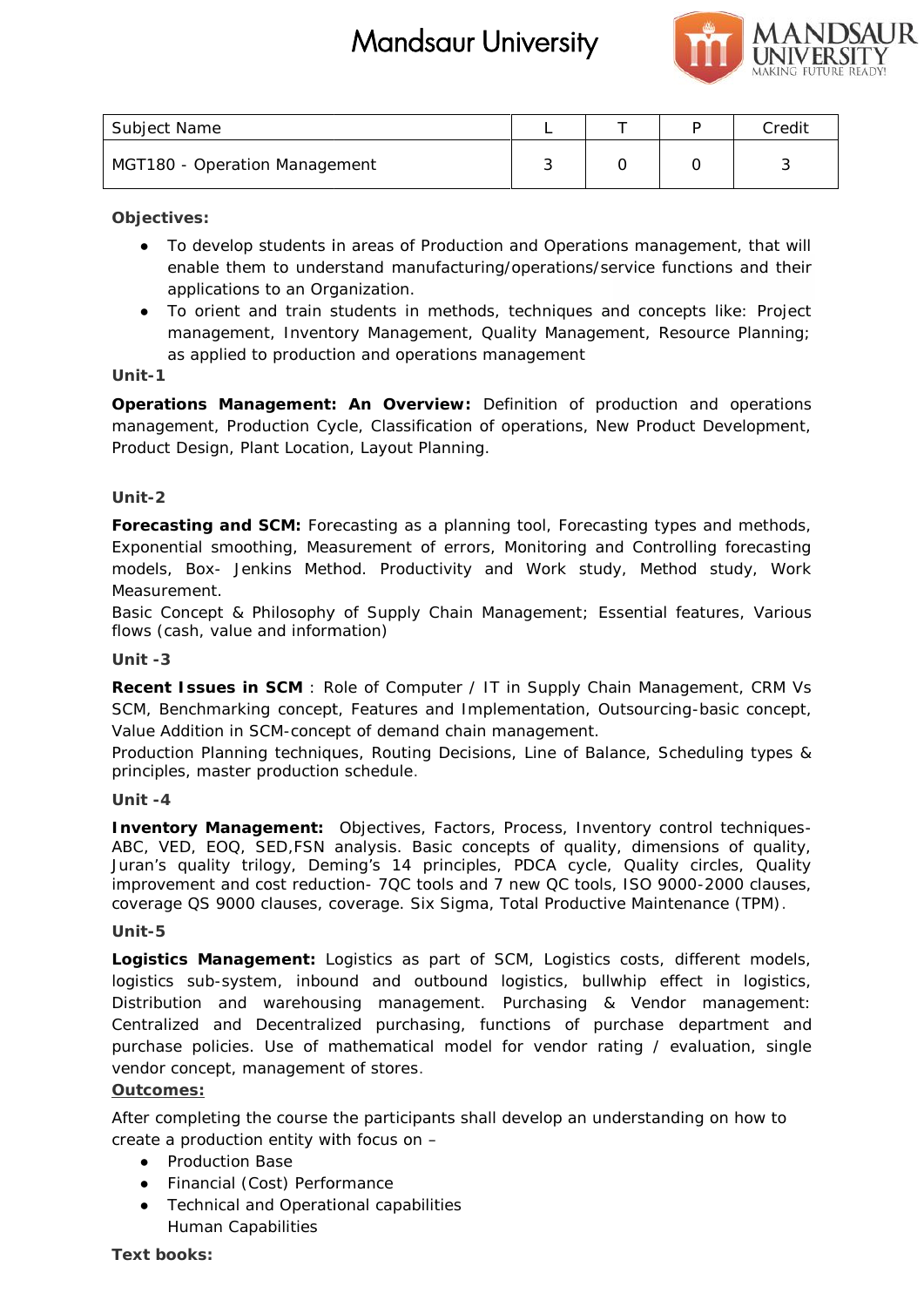| Subject Name | L | T | P | Credit |
|---|---|---|---|---|
| MGT180 - Operation Management | 3 | 0 | 0 | 3 |

**Objectives:**

- To develop students in areas of Production and Operations management, that will enable them to understand manufacturing/operations/service functions and their applications to an Organization.
- To orient and train students in methods, techniques and concepts like: Project management, Inventory Management, Quality Management, Resource Planning; as applied to production and operations management

**Unit-1**

**Operations Management: An Overview:** Definition of production and operations management, Production Cycle, Classification of operations, New Product Development, Product Design, Plant Location, Layout Planning.

**Unit-2**

**Forecasting and SCM:** Forecasting as a planning tool, Forecasting types and methods, Exponential smoothing, Measurement of errors, Monitoring and Controlling forecasting models, Box- Jenkins Method. Productivity and Work study, Method study, Work Measurement.

Basic Concept & Philosophy of Supply Chain Management; Essential features, Various flows (cash, value and information)

**Unit -3**

**Recent Issues in SCM** : Role of Computer / IT in Supply Chain Management, CRM Vs SCM, Benchmarking concept, Features and Implementation, Outsourcing-basic concept, Value Addition in SCM-concept of demand chain management.

Production Planning techniques, Routing Decisions, Line of Balance, Scheduling types & principles, master production schedule.

**Unit -4**

**Inventory Management:** Objectives, Factors, Process, Inventory control techniques- ABC, VED, EOQ, SED,FSN analysis. Basic concepts of quality, dimensions of quality, Juran's quality trilogy, Deming's 14 principles, PDCA cycle, Quality circles, Quality improvement and cost reduction- 7QC tools and 7 new QC tools, ISO 9000-2000 clauses, coverage QS 9000 clauses, coverage. Six Sigma, Total Productive Maintenance (TPM).

**Unit-5**

**Logistics Management:** Logistics as part of SCM, Logistics costs, different models, logistics sub-system, inbound and outbound logistics, bullwhip effect in logistics, Distribution and warehousing management. Purchasing & Vendor management: Centralized and Decentralized purchasing, functions of purchase department and purchase policies. Use of mathematical model for vendor rating / evaluation, single vendor concept, management of stores.

**Outcomes:**

After completing the course the participants shall develop an understanding on how to create a production entity with focus on –

- Production Base
- Financial (Cost) Performance
- Technical and Operational capabilities
  Human Capabilities

**Text books:**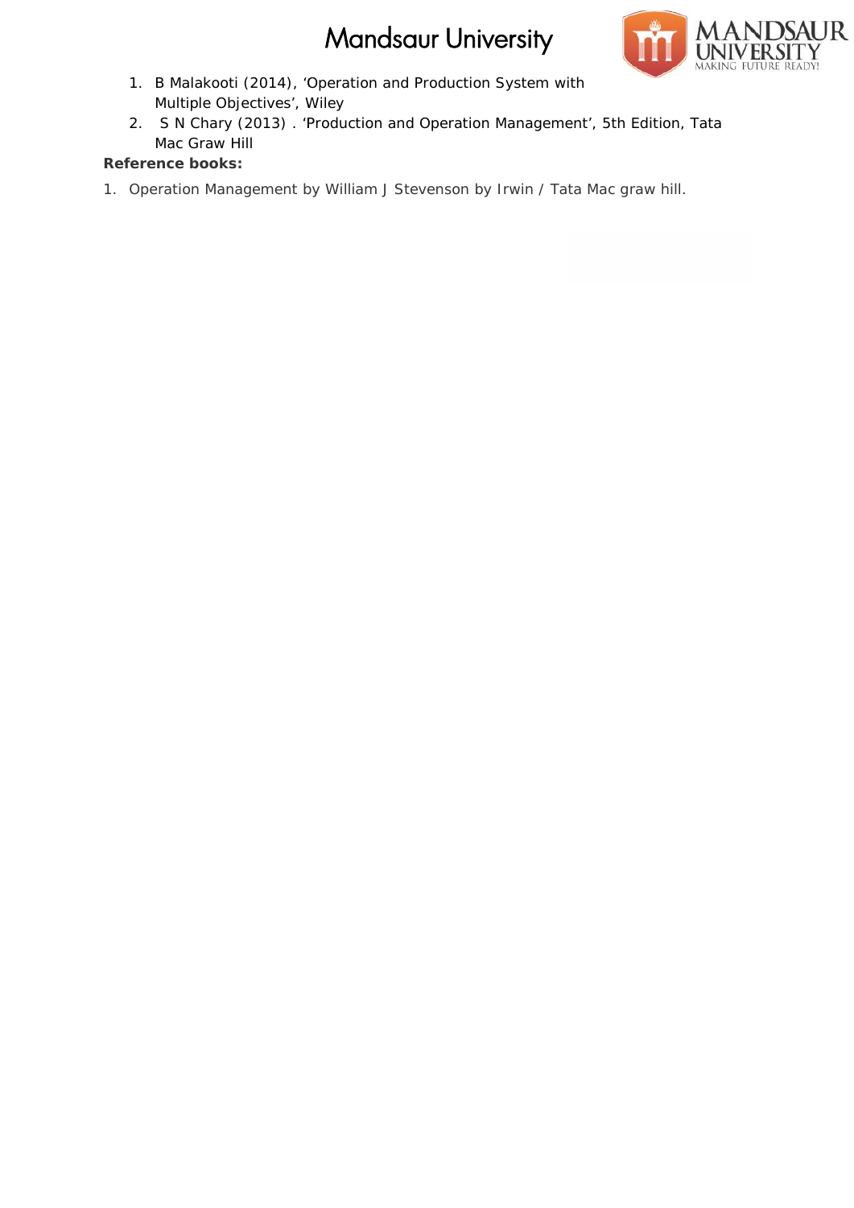1. B Malakooti (2014), 'Operation and Production System with Multiple Objectives', Wiley
2. S N Chary (2013) . 'Production and Operation Management', 5th Edition, Tata Mac Graw Hill

**Reference books:**

1. Operation Management by William J Stevenson by Irwin / Tata Mac graw hill.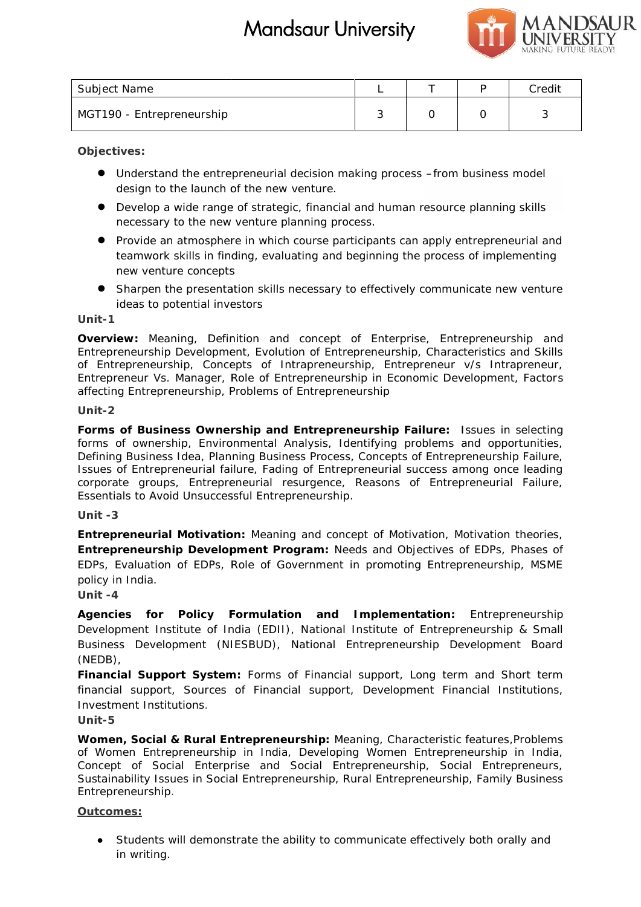| Subject Name | L | T | P | Credit |
|---|---|---|---|---|
| MGT190 - Entrepreneurship | 3 | 0 | 0 | 3 |

**Objectives:**

- Understand the entrepreneurial decision making process –from business model design to the launch of the new venture.
- Develop a wide range of strategic, financial and human resource planning skills necessary to the new venture planning process.
- Provide an atmosphere in which course participants can apply entrepreneurial and teamwork skills in finding, evaluating and beginning the process of implementing new venture concepts
- Sharpen the presentation skills necessary to effectively communicate new venture ideas to potential investors

**Unit-1**

**Overview:** Meaning, Definition and concept of Enterprise, Entrepreneurship and Entrepreneurship Development, Evolution of Entrepreneurship, Characteristics and Skills of Entrepreneurship, Concepts of Intrapreneurship, Entrepreneur v/s Intrapreneur, Entrepreneur Vs. Manager, Role of Entrepreneurship in Economic Development, Factors affecting Entrepreneurship, Problems of Entrepreneurship

**Unit-2**

**Forms of Business Ownership and Entrepreneurship Failure:** Issues in selecting forms of ownership, Environmental Analysis, Identifying problems and opportunities, Defining Business Idea, Planning Business Process, Concepts of Entrepreneurship Failure, Issues of Entrepreneurial failure, Fading of Entrepreneurial success among once leading corporate groups, Entrepreneurial resurgence, Reasons of Entrepreneurial Failure, Essentials to Avoid Unsuccessful Entrepreneurship.

**Unit -3**

**Entrepreneurial Motivation:** Meaning and concept of Motivation, Motivation theories, **Entrepreneurship Development Program:** Needs and Objectives of EDPs, Phases of EDPs, Evaluation of EDPs, Role of Government in promoting Entrepreneurship, MSME policy in India.

**Unit -4**

**Agencies for Policy Formulation and Implementation:** Entrepreneurship Development Institute of India (EDII), National Institute of Entrepreneurship & Small Business Development (NIESBUD), National Entrepreneurship Development Board (NEDB),

**Financial Support System:** Forms of Financial support, Long term and Short term financial support, Sources of Financial support, Development Financial Institutions, Investment Institutions.

**Unit-5**

**Women, Social & Rural Entrepreneurship:** Meaning, Characteristic features,Problems of Women Entrepreneurship in India, Developing Women Entrepreneurship in India, Concept of Social Enterprise and Social Entrepreneurship, Social Entrepreneurs, Sustainability Issues in Social Entrepreneurship, Rural Entrepreneurship, Family Business Entrepreneurship.

**Outcomes:**

- Students will demonstrate the ability to communicate effectively both orally and in writing.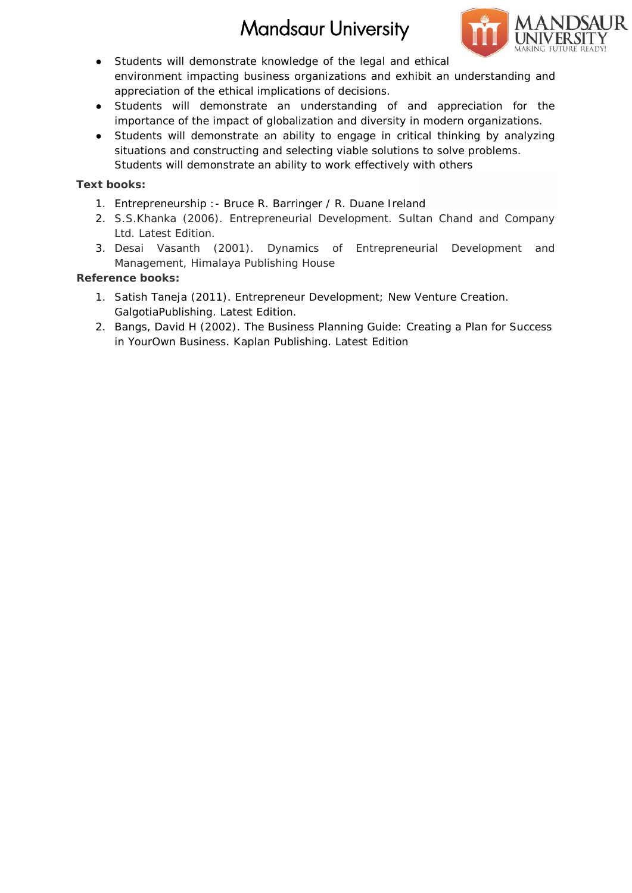- Students will demonstrate knowledge of the legal and ethical environment impacting business organizations and exhibit an understanding and appreciation of the ethical implications of decisions.
- Students will demonstrate an understanding of and appreciation for the importance of the impact of globalization and diversity in modern organizations.
- Students will demonstrate an ability to engage in critical thinking by analyzing situations and constructing and selecting viable solutions to solve problems. Students will demonstrate an ability to work effectively with others

**Text books:**

1. Entrepreneurship :- Bruce R. Barringer / R. Duane Ireland
2. S.S.Khanka (2006). Entrepreneurial Development. Sultan Chand and Company Ltd. Latest Edition.
3. Desai Vasanth (2001). Dynamics of Entrepreneurial Development and Management, Himalaya Publishing House

**Reference books:**

1. Satish Taneja (2011). Entrepreneur Development; New Venture Creation. GalgotiaPublishing. Latest Edition.
2. Bangs, David H (2002). The Business Planning Guide: Creating a Plan for Success in YourOwn Business. Kaplan Publishing. Latest Edition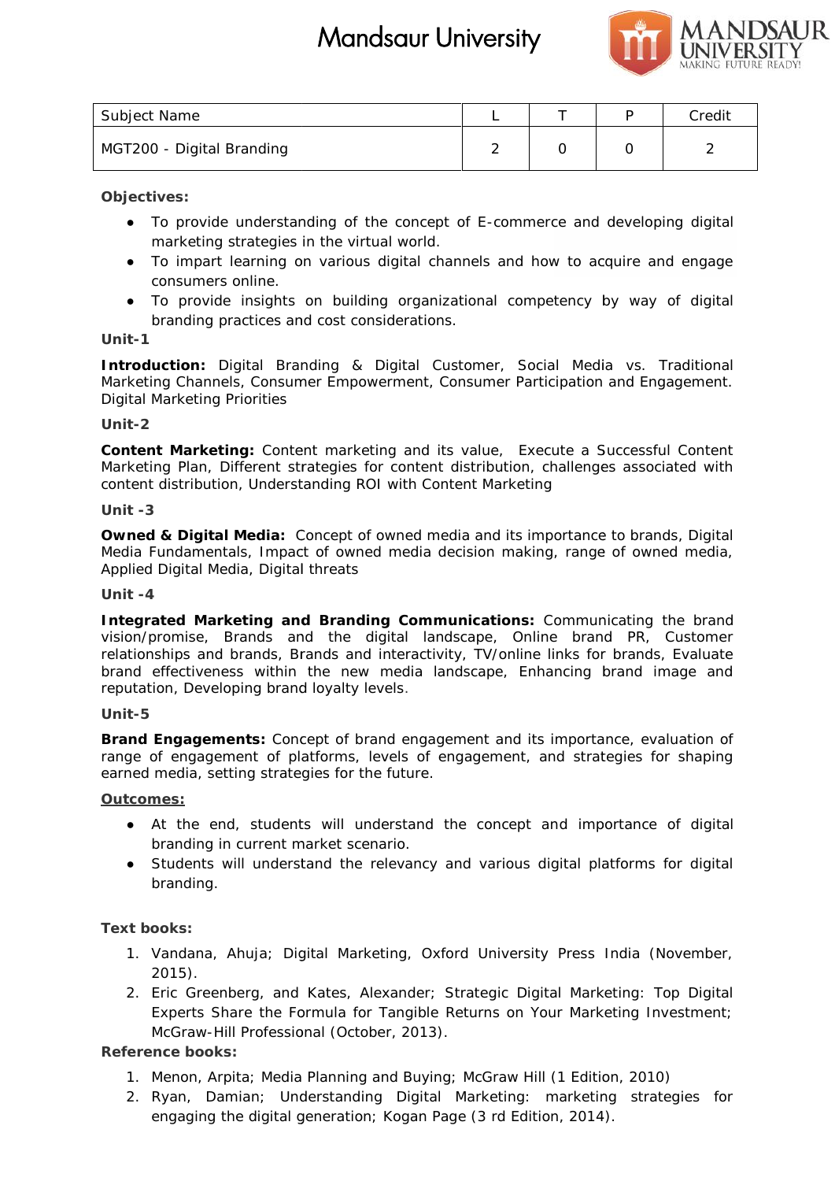# Mandsaur University

| Subject Name | L | T | P | Credit |
|---|---|---|---|---|
| MGT200 - Digital Branding | 2 | 0 | 0 | 2 |

**Objectives:**

- To provide understanding of the concept of E-commerce and developing digital marketing strategies in the virtual world.
- To impart learning on various digital channels and how to acquire and engage consumers online.
- To provide insights on building organizational competency by way of digital branding practices and cost considerations.

**Unit-1**

**Introduction:** Digital Branding & Digital Customer, Social Media vs. Traditional Marketing Channels, Consumer Empowerment, Consumer Participation and Engagement. Digital Marketing Priorities

**Unit-2**

**Content Marketing:** Content marketing and its value, Execute a Successful Content Marketing Plan, Different strategies for content distribution, challenges associated with content distribution, Understanding ROI with Content Marketing

**Unit -3**

**Owned & Digital Media:** Concept of owned media and its importance to brands, Digital Media Fundamentals, Impact of owned media decision making, range of owned media, Applied Digital Media, Digital threats

**Unit -4**

**Integrated Marketing and Branding Communications:** Communicating the brand vision/promise, Brands and the digital landscape, Online brand PR, Customer relationships and brands, Brands and interactivity, TV/online links for brands, Evaluate brand effectiveness within the new media landscape, Enhancing brand image and reputation, Developing brand loyalty levels.

**Unit-5**

**Brand Engagements:** Concept of brand engagement and its importance, evaluation of range of engagement of platforms, levels of engagement, and strategies for shaping earned media, setting strategies for the future.

**Outcomes:**

- At the end, students will understand the concept and importance of digital branding in current market scenario.
- Students will understand the relevancy and various digital platforms for digital branding.

**Text books:**

1. Vandana, Ahuja; Digital Marketing, Oxford University Press India (November, 2015).
2. Eric Greenberg, and Kates, Alexander; Strategic Digital Marketing: Top Digital Experts Share the Formula for Tangible Returns on Your Marketing Investment; McGraw-Hill Professional (October, 2013).

**Reference books:**

1. Menon, Arpita; Media Planning and Buying; McGraw Hill (1 Edition, 2010)
2. Ryan, Damian; Understanding Digital Marketing: marketing strategies for engaging the digital generation; Kogan Page (3 rd Edition, 2014).